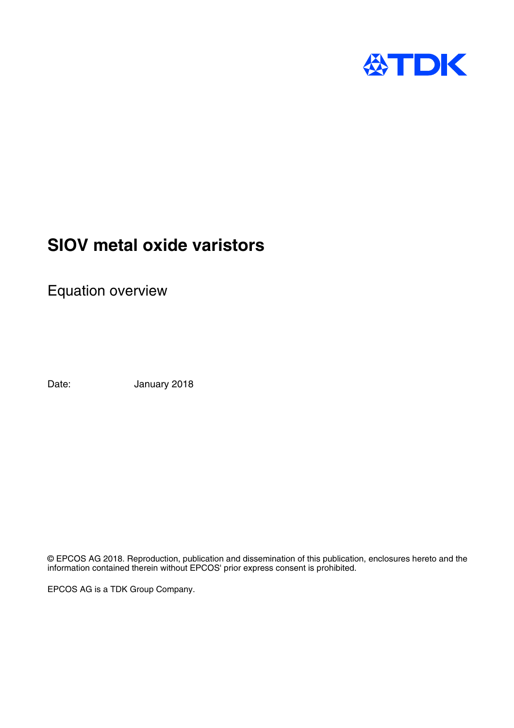# SIOV metal oxide varistors

## Equation overview

Date: January 2018

© EPCOS AG 2018. Reproduction, publication and dissemination of this publication, enclosures hereto and the information contained therein without EPCOS' prior express consent is prohibited.

EPCOS AG is a TDK Group Company.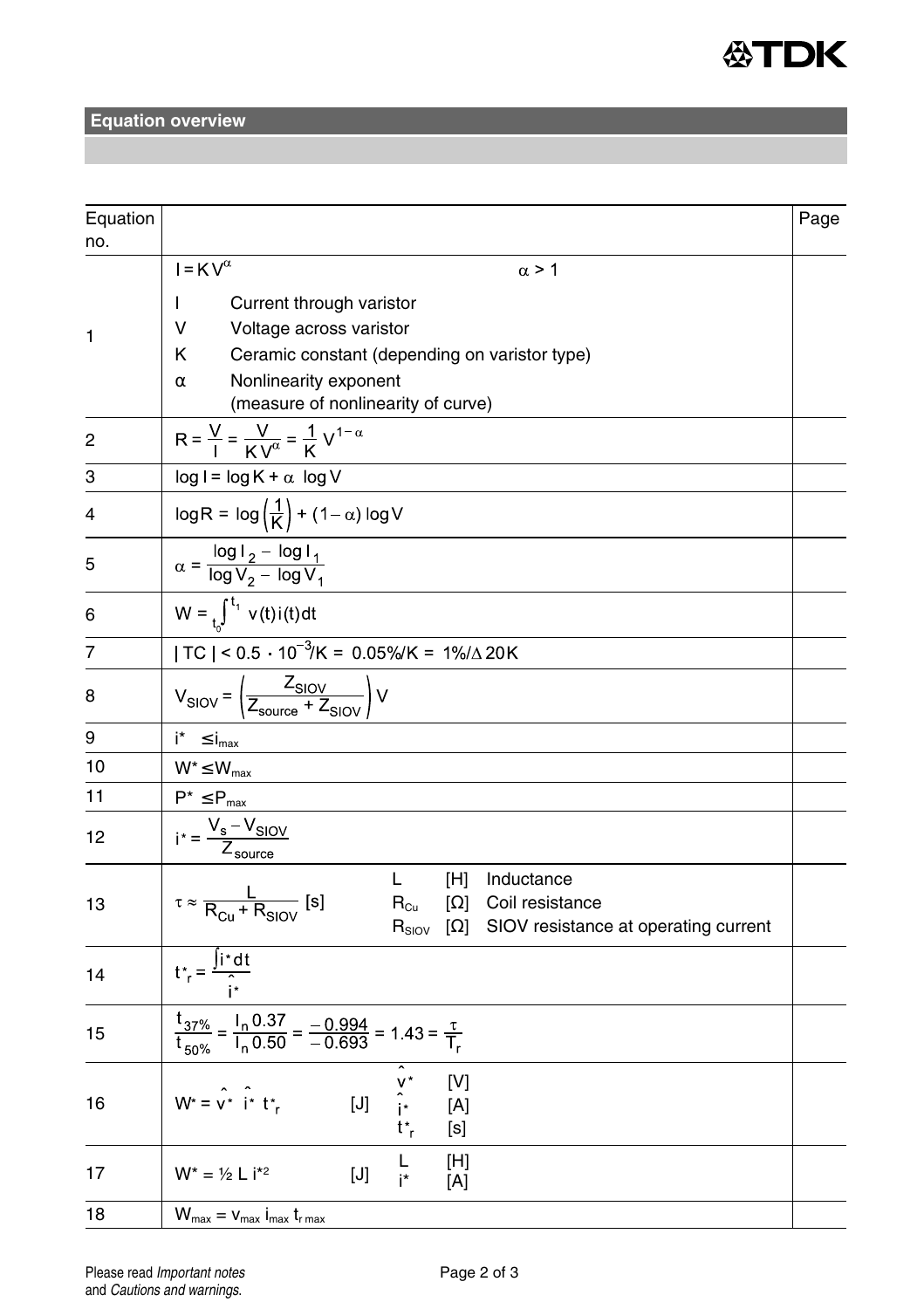## Equation overview

| Equation no. | | Page |
|---|---|---|
| 1 | $I = K V^{\alpha}$ $\alpha > 1$<br>I Current through varistor<br>V Voltage across varistor<br>K Ceramic constant (depending on varistor type)<br>α Nonlinearity exponent (measure of nonlinearity of curve) | |
| 2 | $R = \frac{V}{I} = \frac{V}{K V^{\alpha}} = \frac{1}{K} V^{1-\alpha}$ | |
| 3 | $\log I = \log K + \alpha \log V$ | |
| 4 | $\log R = \log\left(\frac{1}{K}\right) + (1-\alpha) \log V$ | |
| 5 | $\alpha = \frac{\log I_2 - \log I_1}{\log V_2 - \log V_1}$ | |
| 6 | $W = \int_{t_0}^{t_1} v(t) i(t) dt$ | |
| 7 | $\lvert TC \rvert < 0.5 \cdot 10^{-3}/K = 0.05\%/K = 1\%/\Delta 20K$ | |
| 8 | $V_{SIOV} = \left(\frac{Z_{SIOV}}{Z_{source} + Z_{SIOV}}\right) V$ | |
| 9 | $i^* \leq i_{max}$ | |
| 10 | $W^* \leq W_{max}$ | |
| 11 | $P^* \leq P_{max}$ | |
| 12 | $i^* = \frac{V_s - V_{SIOV}}{Z_{source}}$ | |
| 13 | $\tau \approx \frac{L}{R_{Cu} + R_{SIOV}}$ [s]<br>L [H] Inductance<br>$R_{Cu}$ [Ω] Coil resistance<br>$R_{SIOV}$ [Ω] SIOV resistance at operating current | |
| 14 | $t^*_r = \frac{\int i^* dt}{\hat{i}^*}$ | |
| 15 | $\frac{t_{37\%}}{t_{50\%}} = \frac{l_n 0.37}{l_n 0.50} = \frac{-0.994}{-0.693} = 1.43 = \frac{\tau}{T_r}$ | |
| 16 | $W^* = \hat{v}^* \hat{i}^* t^*_r$ [J]<br>$\hat{v}^*$ [V]<br>$\hat{i}^*$ [A]<br>$t^*_r$ [s] | |
| 17 | $W^* = ½ L i^{*2}$ [J]<br>L [H]<br>$i^*$ [A] | |
| 18 | $W_{max} = v_{max} i_{max} t_{r\,max}$ | |

Please read *Important notes* and *Cautions and warnings.*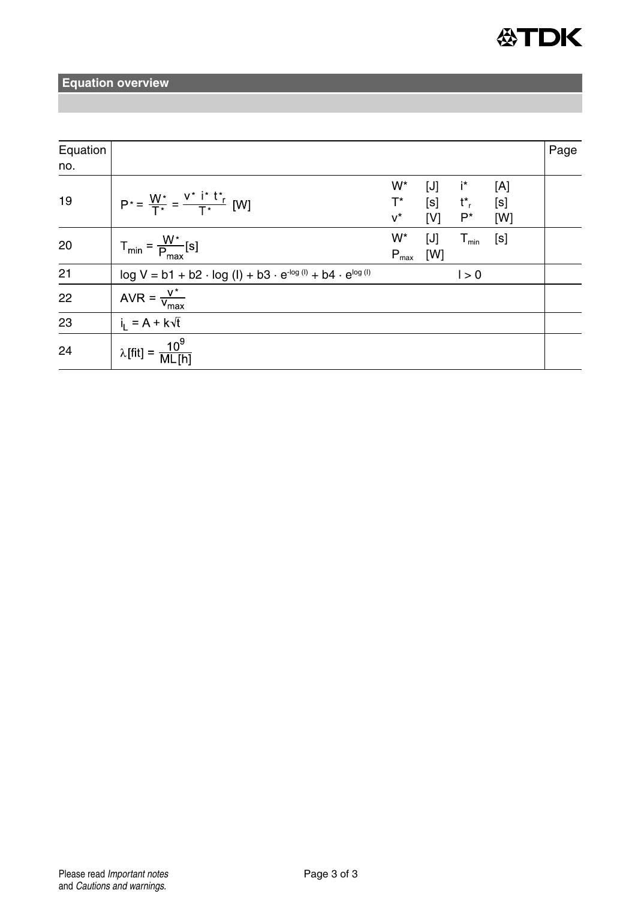## Equation overview

| Equation no. | | | Page |
|---|---|---|---|
| 19 | $P^* = \frac{W^*}{T^*} = \frac{v^* \; i^* \; t^*_r}{T^*}$ [W] | $W^*$ [J], $i^*$ [A], $T^*$ [s], $t^*_r$ [s], $v^*$ [V], $P^*$ [W] | |
| 20 | $T_{min} = \frac{W^*}{P_{max}}$[s] | $W^*$ [J], $T_{min}$ [s], $P_{max}$ [W] | |
| 21 | $\log V = b1 + b2 \cdot \log (I) + b3 \cdot e^{-\log (I)} + b4 \cdot e^{\log (I)}$ | $I > 0$ | |
| 22 | $AVR = \frac{v^*}{v_{max}}$ | | |
| 23 | $i_L = A + k\sqrt{t}$ | | |
| 24 | $\lambda[\text{fit}] = \frac{10^9}{ML[h]}$ | | |

Please read *Important notes* and *Cautions and warnings.*